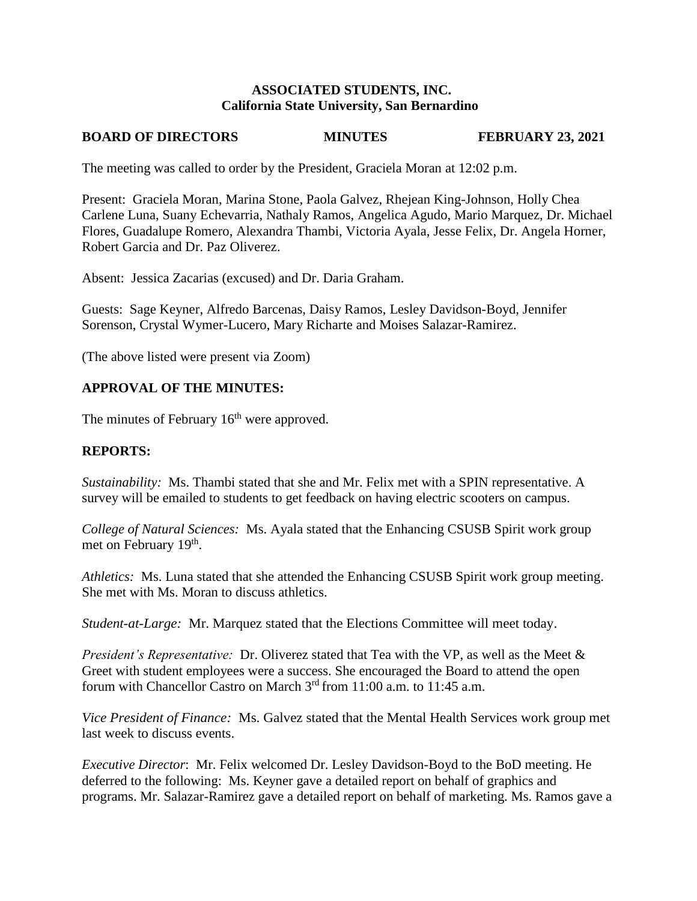**ASSOCIATED STUDENTS, INC.**
**California State University, San Bernardino**

**BOARD OF DIRECTORS MINUTES FEBRUARY 23, 2021**

The meeting was called to order by the President, Graciela Moran at 12:02 p.m.

Present: Graciela Moran, Marina Stone, Paola Galvez, Rhejean King-Johnson, Holly Chea Carlene Luna, Suany Echevarria, Nathaly Ramos, Angelica Agudo, Mario Marquez, Dr. Michael Flores, Guadalupe Romero, Alexandra Thambi, Victoria Ayala, Jesse Felix, Dr. Angela Horner, Robert Garcia and Dr. Paz Oliverez.

Absent: Jessica Zacarias (excused) and Dr. Daria Graham.

Guests: Sage Keyner, Alfredo Barcenas, Daisy Ramos, Lesley Davidson-Boyd, Jennifer Sorenson, Crystal Wymer-Lucero, Mary Richarte and Moises Salazar-Ramirez.

(The above listed were present via Zoom)

## APPROVAL OF THE MINUTES:

The minutes of February 16th were approved.

## REPORTS:

*Sustainability:* Ms. Thambi stated that she and Mr. Felix met with a SPIN representative. A survey will be emailed to students to get feedback on having electric scooters on campus.

*College of Natural Sciences:* Ms. Ayala stated that the Enhancing CSUSB Spirit work group met on February 19th.

*Athletics:* Ms. Luna stated that she attended the Enhancing CSUSB Spirit work group meeting. She met with Ms. Moran to discuss athletics.

*Student-at-Large:* Mr. Marquez stated that the Elections Committee will meet today.

*President's Representative:* Dr. Oliverez stated that Tea with the VP, as well as the Meet & Greet with student employees were a success. She encouraged the Board to attend the open forum with Chancellor Castro on March 3rd from 11:00 a.m. to 11:45 a.m.

*Vice President of Finance:* Ms. Galvez stated that the Mental Health Services work group met last week to discuss events.

*Executive Director*: Mr. Felix welcomed Dr. Lesley Davidson-Boyd to the BoD meeting. He deferred to the following: Ms. Keyner gave a detailed report on behalf of graphics and programs. Mr. Salazar-Ramirez gave a detailed report on behalf of marketing. Ms. Ramos gave a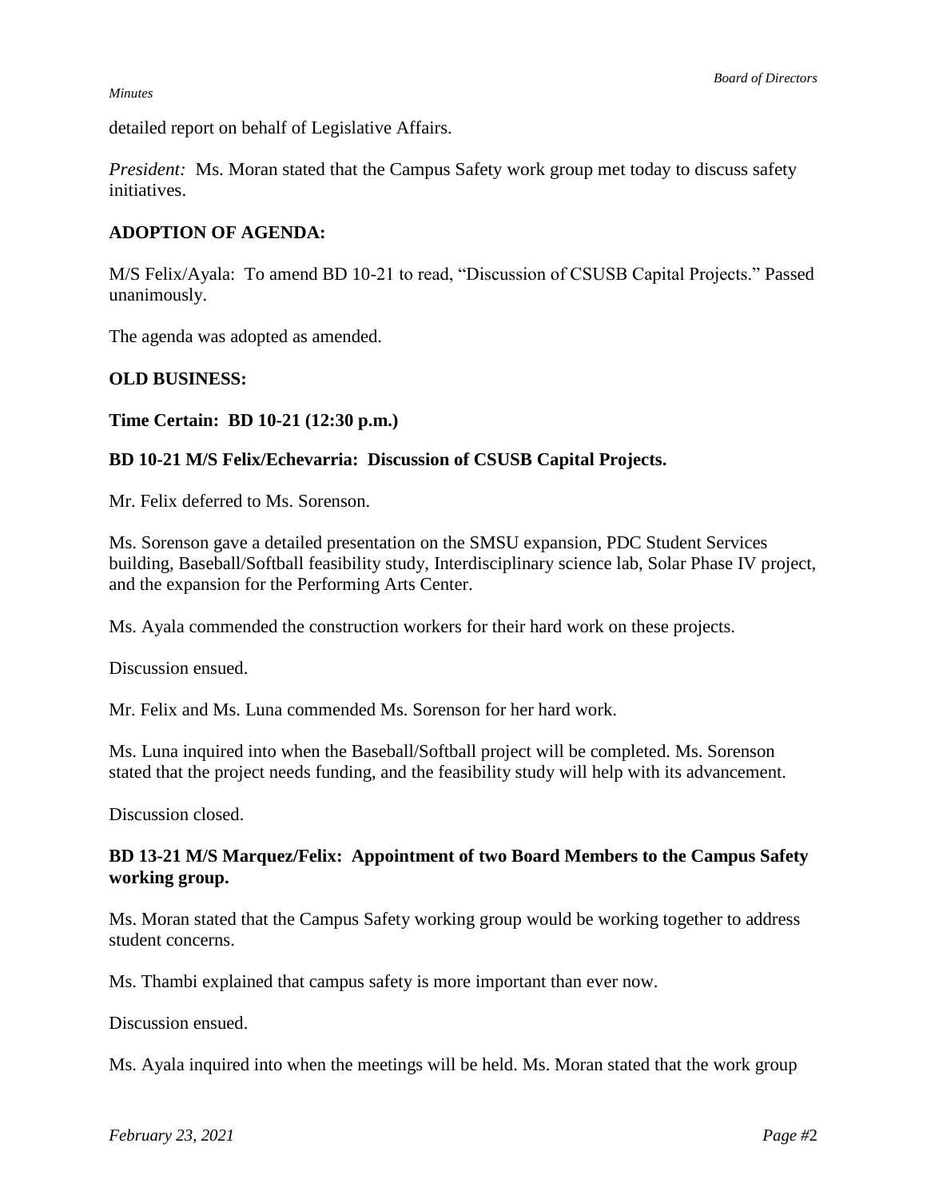detailed report on behalf of Legislative Affairs.

*President:* Ms. Moran stated that the Campus Safety work group met today to discuss safety initiatives.

**ADOPTION OF AGENDA:**

M/S Felix/Ayala: To amend BD 10-21 to read, "Discussion of CSUSB Capital Projects." Passed unanimously.

The agenda was adopted as amended.

**OLD BUSINESS:**

**Time Certain: BD 10-21 (12:30 p.m.)**

**BD 10-21 M/S Felix/Echevarria: Discussion of CSUSB Capital Projects.**

Mr. Felix deferred to Ms. Sorenson.

Ms. Sorenson gave a detailed presentation on the SMSU expansion, PDC Student Services building, Baseball/Softball feasibility study, Interdisciplinary science lab, Solar Phase IV project, and the expansion for the Performing Arts Center.

Ms. Ayala commended the construction workers for their hard work on these projects.

Discussion ensued.

Mr. Felix and Ms. Luna commended Ms. Sorenson for her hard work.

Ms. Luna inquired into when the Baseball/Softball project will be completed. Ms. Sorenson stated that the project needs funding, and the feasibility study will help with its advancement.

Discussion closed.

**BD 13-21 M/S Marquez/Felix: Appointment of two Board Members to the Campus Safety working group.**

Ms. Moran stated that the Campus Safety working group would be working together to address student concerns.

Ms. Thambi explained that campus safety is more important than ever now.

Discussion ensued.

Ms. Ayala inquired into when the meetings will be held. Ms. Moran stated that the work group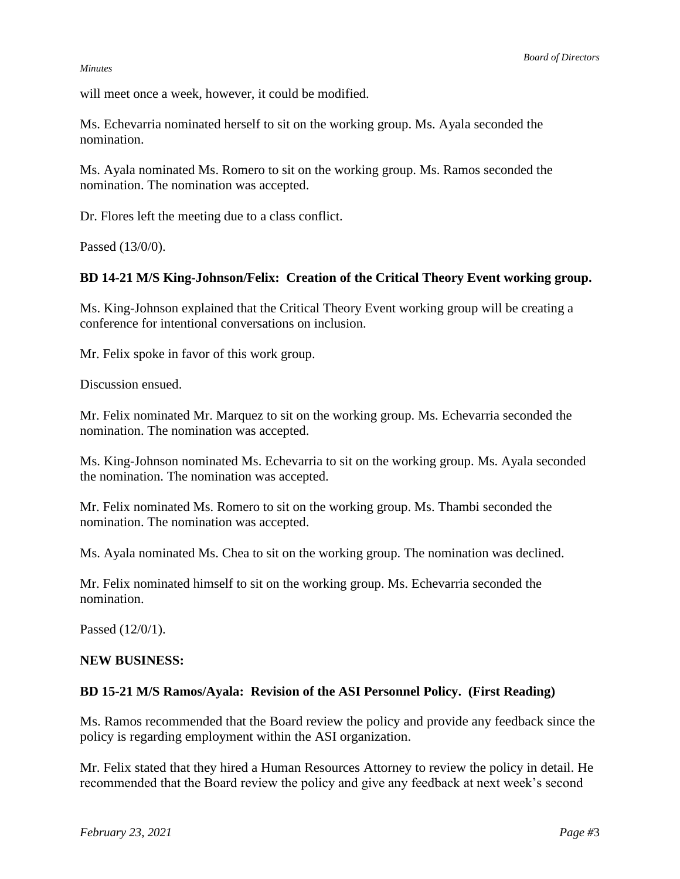will meet once a week, however, it could be modified.

Ms. Echevarria nominated herself to sit on the working group. Ms. Ayala seconded the nomination.

Ms. Ayala nominated Ms. Romero to sit on the working group. Ms. Ramos seconded the nomination. The nomination was accepted.

Dr. Flores left the meeting due to a class conflict.

Passed (13/0/0).

**BD 14-21 M/S King-Johnson/Felix: Creation of the Critical Theory Event working group.**

Ms. King-Johnson explained that the Critical Theory Event working group will be creating a conference for intentional conversations on inclusion.

Mr. Felix spoke in favor of this work group.

Discussion ensued.

Mr. Felix nominated Mr. Marquez to sit on the working group. Ms. Echevarria seconded the nomination. The nomination was accepted.

Ms. King-Johnson nominated Ms. Echevarria to sit on the working group. Ms. Ayala seconded the nomination. The nomination was accepted.

Mr. Felix nominated Ms. Romero to sit on the working group. Ms. Thambi seconded the nomination. The nomination was accepted.

Ms. Ayala nominated Ms. Chea to sit on the working group. The nomination was declined.

Mr. Felix nominated himself to sit on the working group. Ms. Echevarria seconded the nomination.

Passed (12/0/1).

**NEW BUSINESS:**

**BD 15-21 M/S Ramos/Ayala: Revision of the ASI Personnel Policy. (First Reading)**

Ms. Ramos recommended that the Board review the policy and provide any feedback since the policy is regarding employment within the ASI organization.

Mr. Felix stated that they hired a Human Resources Attorney to review the policy in detail. He recommended that the Board review the policy and give any feedback at next week's second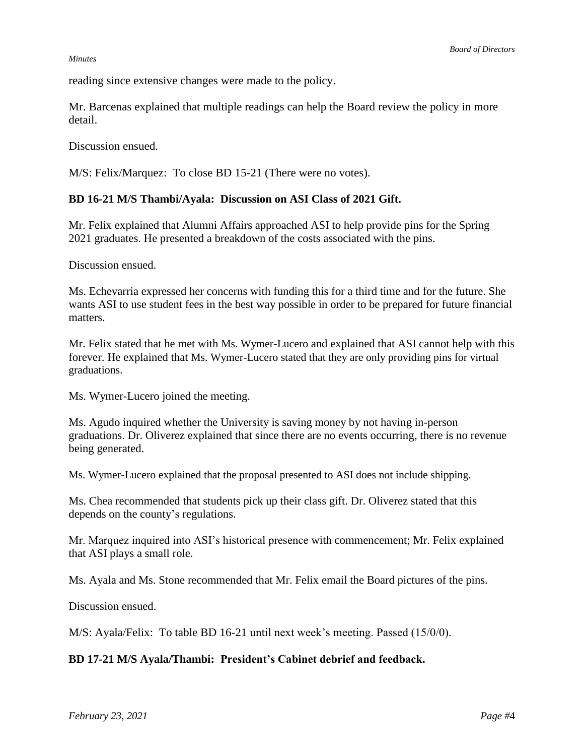reading since extensive changes were made to the policy.

Mr. Barcenas explained that multiple readings can help the Board review the policy in more detail.

Discussion ensued.

M/S: Felix/Marquez: To close BD 15-21 (There were no votes).

**BD 16-21 M/S Thambi/Ayala: Discussion on ASI Class of 2021 Gift.**

Mr. Felix explained that Alumni Affairs approached ASI to help provide pins for the Spring 2021 graduates. He presented a breakdown of the costs associated with the pins.

Discussion ensued.

Ms. Echevarria expressed her concerns with funding this for a third time and for the future. She wants ASI to use student fees in the best way possible in order to be prepared for future financial matters.

Mr. Felix stated that he met with Ms. Wymer-Lucero and explained that ASI cannot help with this forever. He explained that Ms. Wymer-Lucero stated that they are only providing pins for virtual graduations.

Ms. Wymer-Lucero joined the meeting.

Ms. Agudo inquired whether the University is saving money by not having in-person graduations. Dr. Oliverez explained that since there are no events occurring, there is no revenue being generated.

Ms. Wymer-Lucero explained that the proposal presented to ASI does not include shipping.

Ms. Chea recommended that students pick up their class gift. Dr. Oliverez stated that this depends on the county's regulations.

Mr. Marquez inquired into ASI's historical presence with commencement; Mr. Felix explained that ASI plays a small role.

Ms. Ayala and Ms. Stone recommended that Mr. Felix email the Board pictures of the pins.

Discussion ensued.

M/S: Ayala/Felix: To table BD 16-21 until next week's meeting. Passed (15/0/0).

**BD 17-21 M/S Ayala/Thambi: President's Cabinet debrief and feedback.**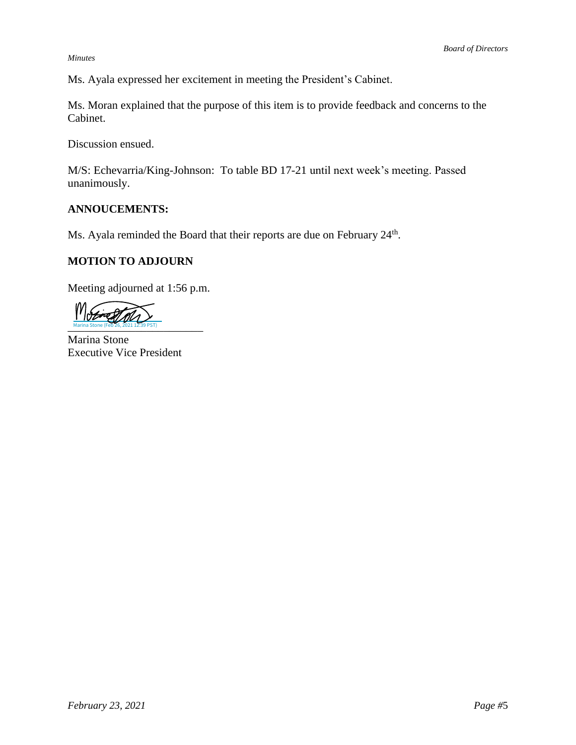Ms. Ayala expressed her excitement in meeting the President's Cabinet.

Ms. Moran explained that the purpose of this item is to provide feedback and concerns to the Cabinet.

Discussion ensued.

M/S: Echevarria/King-Johnson: To table BD 17-21 until next week's meeting. Passed unanimously.

**ANNOUCEMENTS:**

Ms. Ayala reminded the Board that their reports are due on February 24th.

**MOTION TO ADJOURN**

Meeting adjourned at 1:56 p.m.

Marina Stone (Feb 26, 2021 12:39 PST)

Marina Stone
Executive Vice President